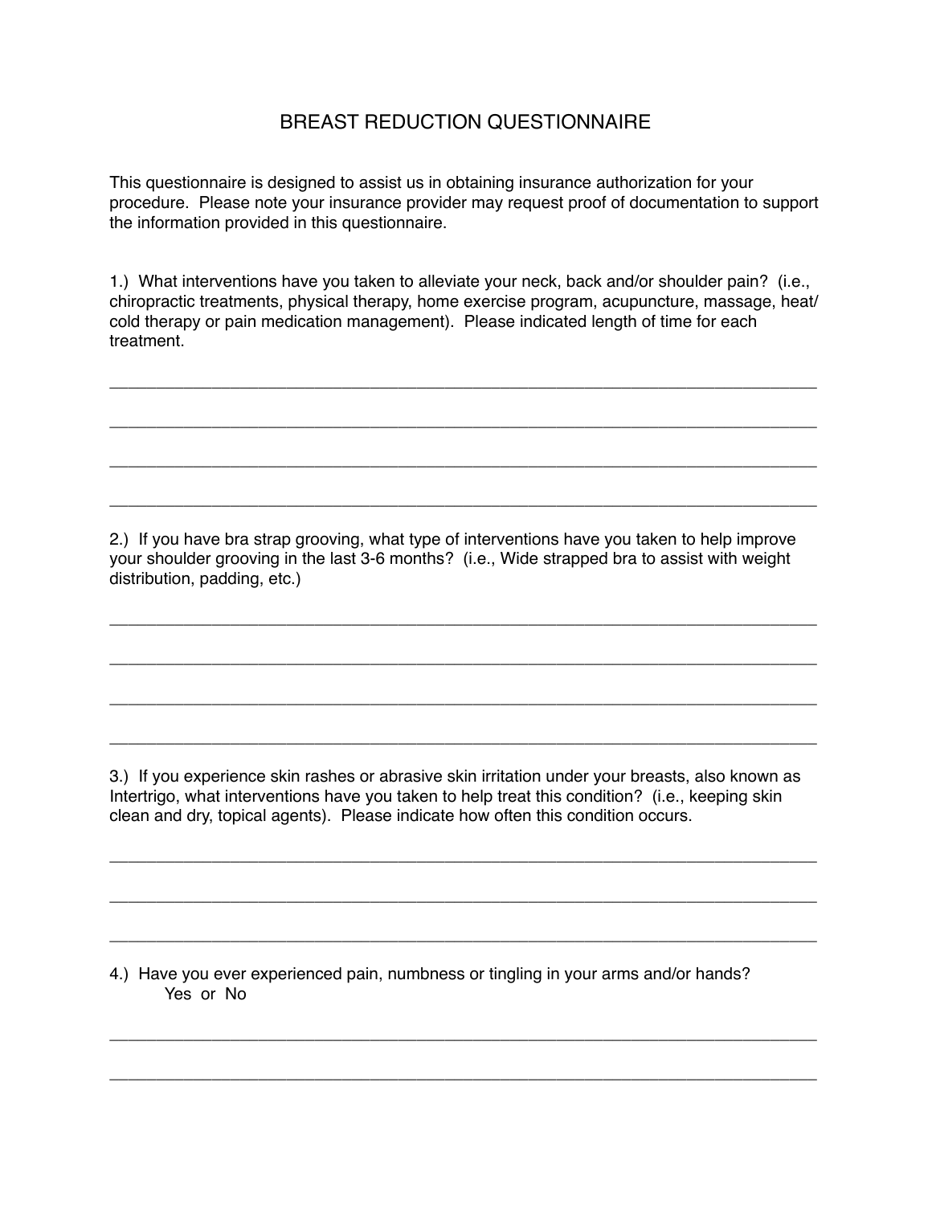# BREAST REDUCTION QUESTIONNAIRE

This questionnaire is designed to assist us in obtaining insurance authorization for your procedure. Please note your insurance provider may request proof of documentation to support the information provided in this questionnaire.

1.) What interventions have you taken to alleviate your neck, back and/or shoulder pain? (i.e., chiropractic treatments, physical therapy, home exercise program, acupuncture, massage, heat/cold therapy or pain medication management). Please indicated length of time for each treatment.

________________________________________________________________________________

________________________________________________________________________________

________________________________________________________________________________

________________________________________________________________________________

2.) If you have bra strap grooving, what type of interventions have you taken to help improve your shoulder grooving in the last 3-6 months? (i.e., Wide strapped bra to assist with weight distribution, padding, etc.)

________________________________________________________________________________

________________________________________________________________________________

________________________________________________________________________________

________________________________________________________________________________

3.) If you experience skin rashes or abrasive skin irritation under your breasts, also known as Intertrigo, what interventions have you taken to help treat this condition? (i.e., keeping skin clean and dry, topical agents). Please indicate how often this condition occurs.

________________________________________________________________________________

________________________________________________________________________________

________________________________________________________________________________

4.) Have you ever experienced pain, numbness or tingling in your arms and/or hands?
Yes or No

________________________________________________________________________________

________________________________________________________________________________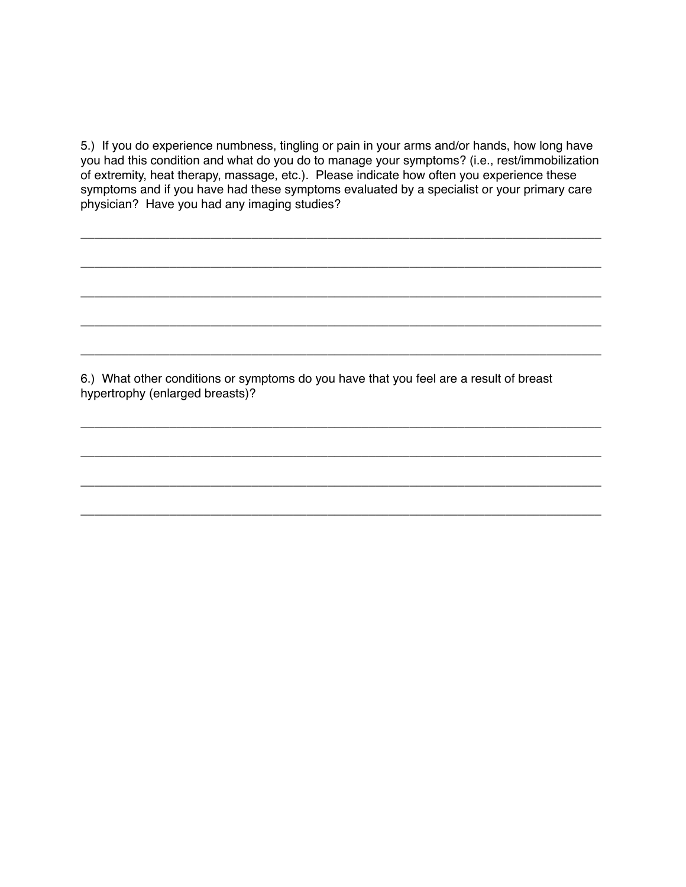5.) If you do experience numbness, tingling or pain in your arms and/or hands, how long have you had this condition and what do you do to manage your symptoms? (i.e., rest/immobilization of extremity, heat therapy, massage, etc.). Please indicate how often you experience these symptoms and if you have had these symptoms evaluated by a specialist or your primary care physician? Have you had any imaging studies?

______________________________________________________________________________

______________________________________________________________________________

______________________________________________________________________________

______________________________________________________________________________

______________________________________________________________________________

6.) What other conditions or symptoms do you have that you feel are a result of breast hypertrophy (enlarged breasts)?

______________________________________________________________________________

______________________________________________________________________________

______________________________________________________________________________

______________________________________________________________________________